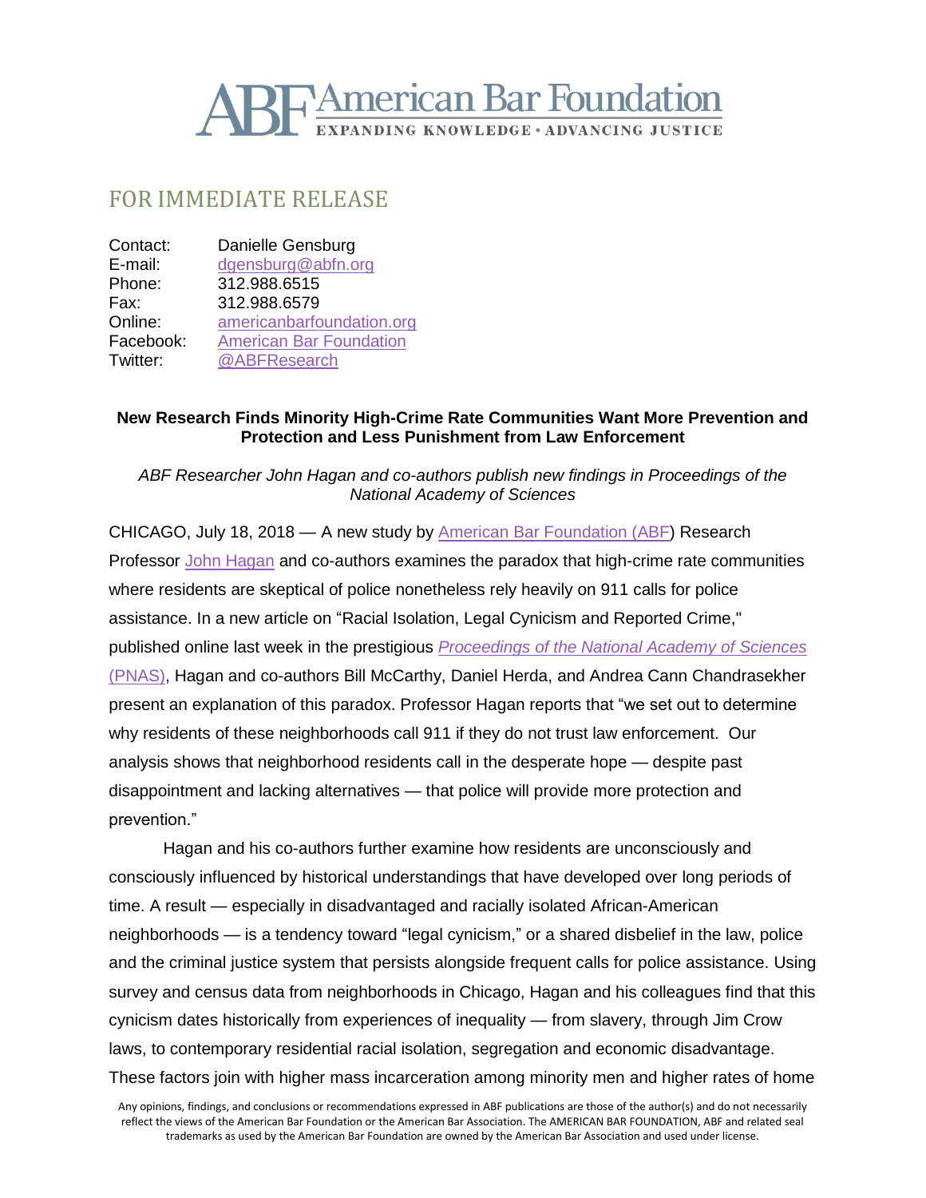# American Bar Foundation

EXPANDING KNOWLEDGE • ADVANCING JUSTICE

## FOR IMMEDIATE RELEASE

| | |
|---|---|
| Contact: | Danielle Gensburg |
| E-mail: | dgensburg@abfn.org |
| Phone: | 312.988.6515 |
| Fax: | 312.988.6579 |
| Online: | americanbarfoundation.org |
| Facebook: | American Bar Foundation |
| Twitter: | @ABFResearch |

**New Research Finds Minority High-Crime Rate Communities Want More Prevention and Protection and Less Punishment from Law Enforcement**

*ABF Researcher John Hagan and co-authors publish new findings in Proceedings of the National Academy of Sciences*

CHICAGO, July 18, 2018 — A new study by American Bar Foundation (ABF) Research Professor John Hagan and co-authors examines the paradox that high-crime rate communities where residents are skeptical of police nonetheless rely heavily on 911 calls for police assistance. In a new article on "Racial Isolation, Legal Cynicism and Reported Crime," published online last week in the prestigious *Proceedings of the National Academy of Sciences* (PNAS), Hagan and co-authors Bill McCarthy, Daniel Herda, and Andrea Cann Chandrasekher present an explanation of this paradox. Professor Hagan reports that "we set out to determine why residents of these neighborhoods call 911 if they do not trust law enforcement. Our analysis shows that neighborhood residents call in the desperate hope — despite past disappointment and lacking alternatives — that police will provide more protection and prevention."

Hagan and his co-authors further examine how residents are unconsciously and consciously influenced by historical understandings that have developed over long periods of time. A result — especially in disadvantaged and racially isolated African-American neighborhoods — is a tendency toward "legal cynicism," or a shared disbelief in the law, police and the criminal justice system that persists alongside frequent calls for police assistance. Using survey and census data from neighborhoods in Chicago, Hagan and his colleagues find that this cynicism dates historically from experiences of inequality — from slavery, through Jim Crow laws, to contemporary residential racial isolation, segregation and economic disadvantage. These factors join with higher mass incarceration among minority men and higher rates of home

Any opinions, findings, and conclusions or recommendations expressed in ABF publications are those of the author(s) and do not necessarily reflect the views of the American Bar Foundation or the American Bar Association. The AMERICAN BAR FOUNDATION, ABF and related seal trademarks as used by the American Bar Foundation are owned by the American Bar Association and used under license.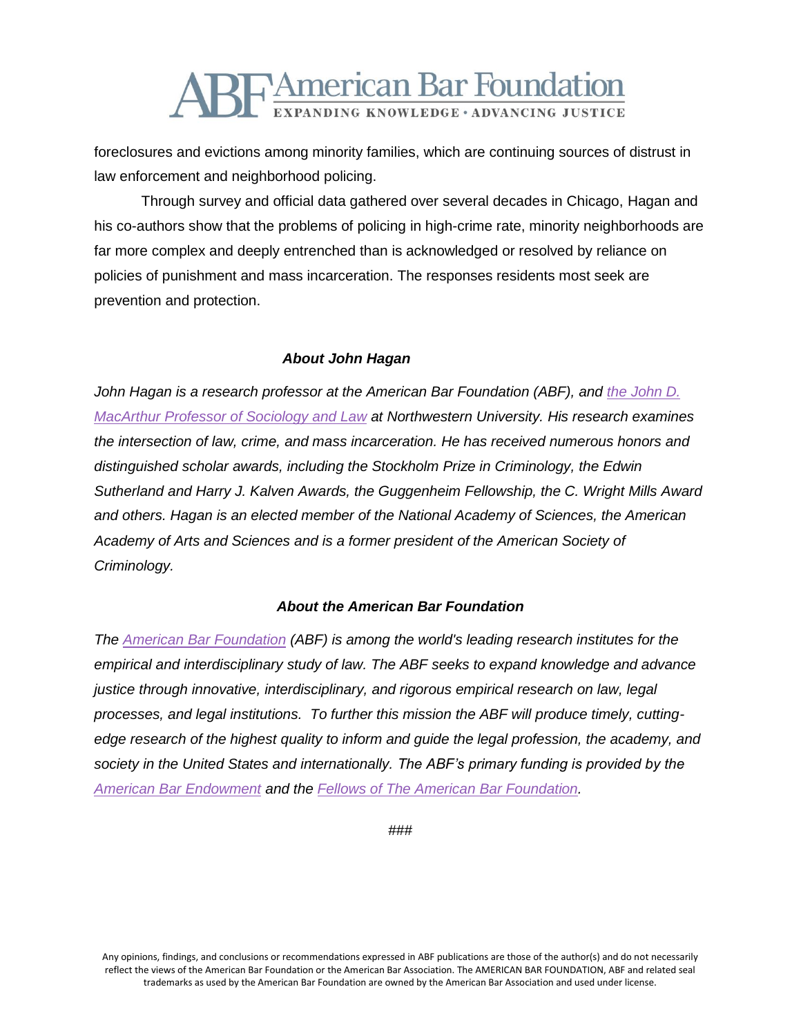foreclosures and evictions among minority families, which are continuing sources of distrust in law enforcement and neighborhood policing.

Through survey and official data gathered over several decades in Chicago, Hagan and his co-authors show that the problems of policing in high-crime rate, minority neighborhoods are far more complex and deeply entrenched than is acknowledged or resolved by reliance on policies of punishment and mass incarceration. The responses residents most seek are prevention and protection.

### *About John Hagan*

*John Hagan is a research professor at the American Bar Foundation (ABF), and the John D. MacArthur Professor of Sociology and Law at Northwestern University. His research examines the intersection of law, crime, and mass incarceration. He has received numerous honors and distinguished scholar awards, including the Stockholm Prize in Criminology, the Edwin Sutherland and Harry J. Kalven Awards, the Guggenheim Fellowship, the C. Wright Mills Award and others. Hagan is an elected member of the National Academy of Sciences, the American Academy of Arts and Sciences and is a former president of the American Society of Criminology.*

### *About the American Bar Foundation*

*The American Bar Foundation (ABF) is among the world's leading research institutes for the empirical and interdisciplinary study of law. The ABF seeks to expand knowledge and advance justice through innovative, interdisciplinary, and rigorous empirical research on law, legal processes, and legal institutions. To further this mission the ABF will produce timely, cutting-edge research of the highest quality to inform and guide the legal profession, the academy, and society in the United States and internationally. The ABF's primary funding is provided by the American Bar Endowment and the Fellows of The American Bar Foundation.*

###

Any opinions, findings, and conclusions or recommendations expressed in ABF publications are those of the author(s) and do not necessarily reflect the views of the American Bar Foundation or the American Bar Association. The AMERICAN BAR FOUNDATION, ABF and related seal trademarks as used by the American Bar Foundation are owned by the American Bar Association and used under license.